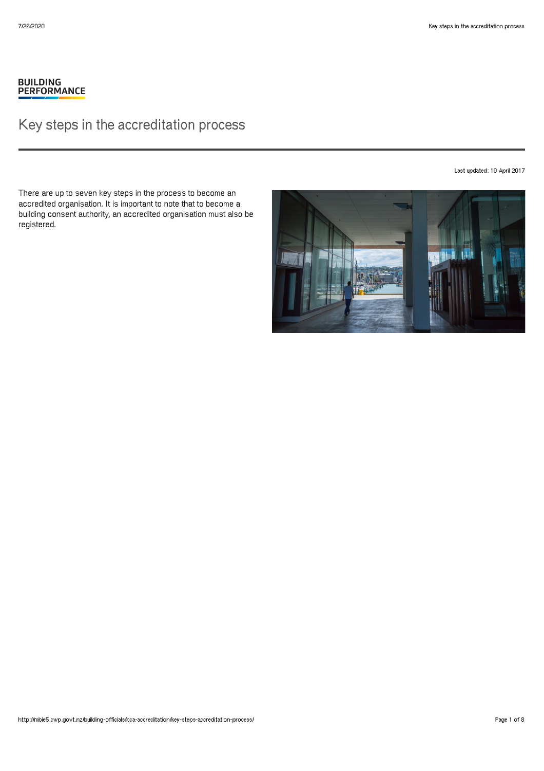BUILDING PERFORMANCE

# Key steps in the accreditation process

Last updated: 10 April 2017

There are up to seven key steps in the process to become an accredited organisation. It is important to note that to become a building consent authority, an accredited organisation must also be registered.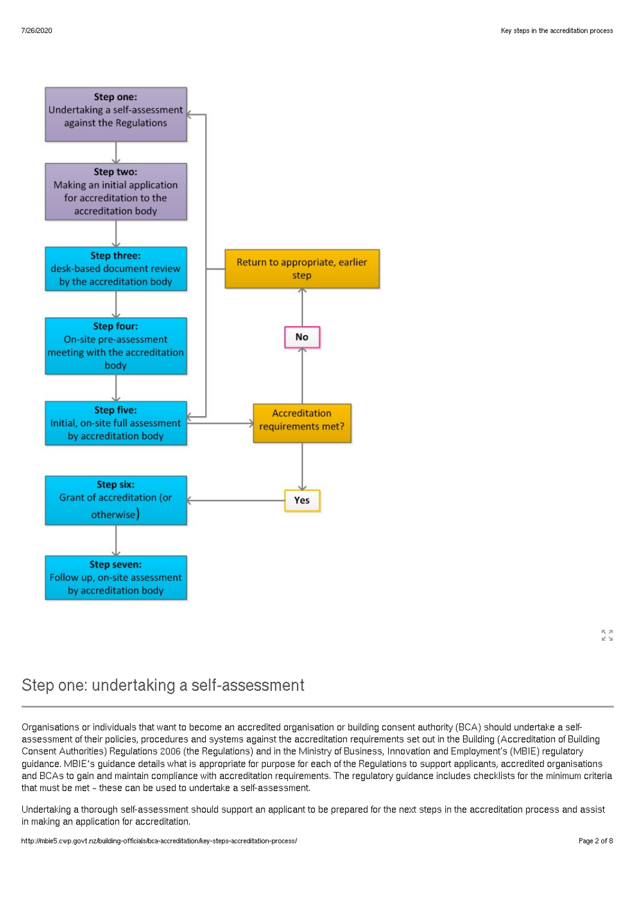**Step one:** Undertaking a self-assessment against the Regulations

**Step two:** Making an initial application for accreditation to the accreditation body

**Step three:** desk-based document review by the accreditation body

**Step four:** On-site pre-assessment meeting with the accreditation body

**Step five:** Initial, on-site full assessment by accreditation body

Accreditation requirements met?

No → Return to appropriate, earlier step

Yes → **Step six:** Grant of accreditation (or otherwise)

**Step seven:** Follow up, on-site assessment by accreditation body

## Step one: undertaking a self-assessment

Organisations or individuals that want to become an accredited organisation or building consent authority (BCA) should undertake a self-assessment of their policies, procedures and systems against the accreditation requirements set out in the Building (Accreditation of Building Consent Authorities) Regulations 2006 (the Regulations) and in the Ministry of Business, Innovation and Employment's (MBIE) regulatory guidance. MBIE's guidance details what is appropriate for purpose for each of the Regulations to support applicants, accredited organisations and BCAs to gain and maintain compliance with accreditation requirements. The regulatory guidance includes checklists for the minimum criteria that must be met – these can be used to undertake a self-assessment.

Undertaking a thorough self-assessment should support an applicant to be prepared for the next steps in the accreditation process and assist in making an application for accreditation.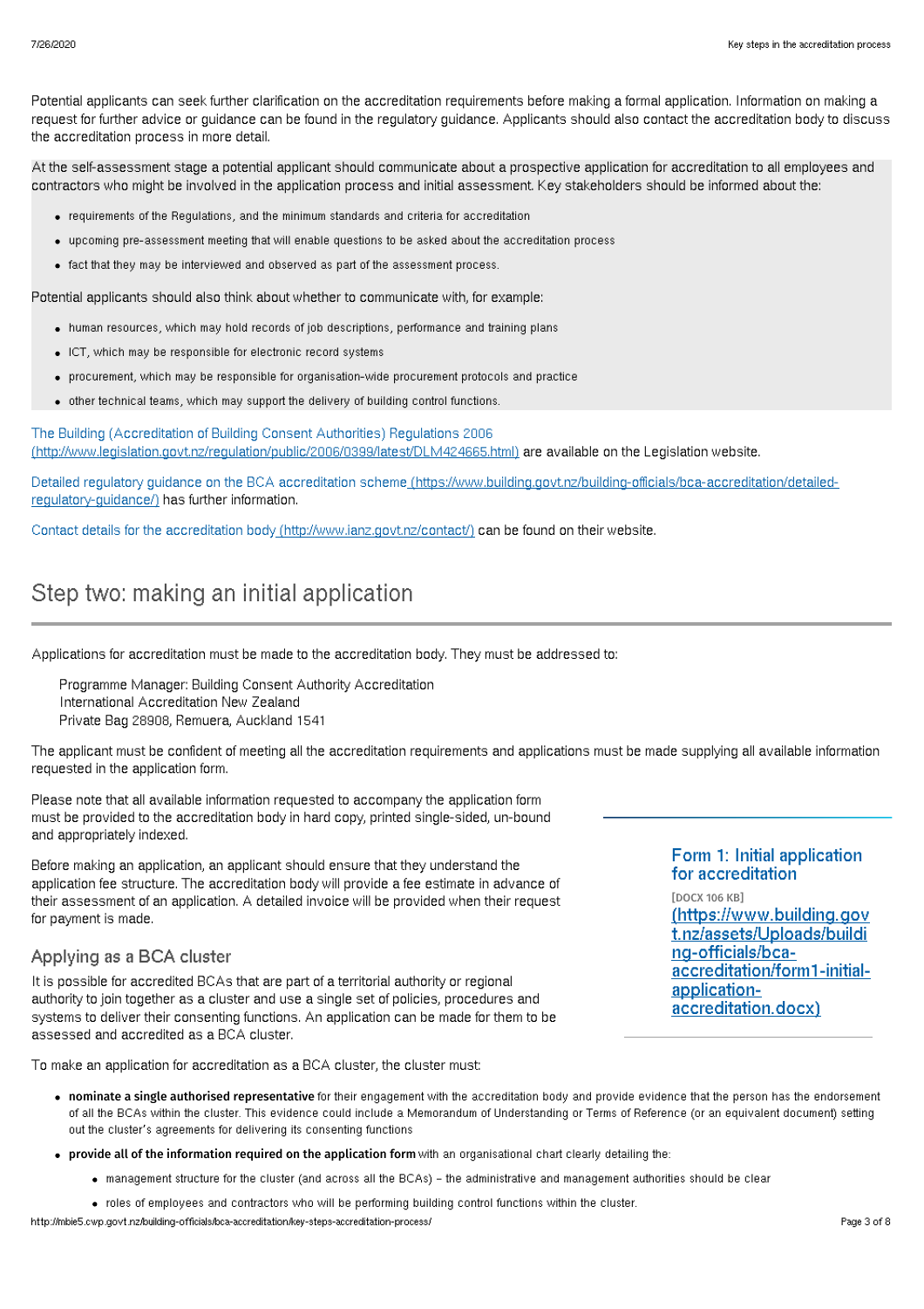Potential applicants can seek further clarification on the accreditation requirements before making a formal application. Information on making a request for further advice or guidance can be found in the regulatory guidance. Applicants should also contact the accreditation body to discuss the accreditation process in more detail.

At the self-assessment stage a potential applicant should communicate about a prospective application for accreditation to all employees and contractors who might be involved in the application process and initial assessment. Key stakeholders should be informed about the:

- requirements of the Regulations, and the minimum standards and criteria for accreditation
- upcoming pre-assessment meeting that will enable questions to be asked about the accreditation process
- fact that they may be interviewed and observed as part of the assessment process.

Potential applicants should also think about whether to communicate with, for example:

- human resources, which may hold records of job descriptions, performance and training plans
- ICT, which may be responsible for electronic record systems
- procurement, which may be responsible for organisation-wide procurement protocols and practice
- other technical teams, which may support the delivery of building control functions.

The Building (Accreditation of Building Consent Authorities) Regulations 2006 (http://www.legislation.govt.nz/regulation/public/2006/0399/latest/DLM424665.html) are available on the Legislation website.

Detailed regulatory guidance on the BCA accreditation scheme (https://www.building.govt.nz/building-officials/bca-accreditation/detailed-regulatory-guidance/) has further information.

Contact details for the accreditation body (http://www.ianz.govt.nz/contact/) can be found on their website.

## Step two: making an initial application

Applications for accreditation must be made to the accreditation body. They must be addressed to:

> Programme Manager: Building Consent Authority Accreditation
> International Accreditation New Zealand
> Private Bag 28908, Remuera, Auckland 1541

The applicant must be confident of meeting all the accreditation requirements and applications must be made supplying all available information requested in the application form.

Please note that all available information requested to accompany the application form must be provided to the accreditation body in hard copy, printed single-sided, un-bound and appropriately indexed.

Before making an application, an applicant should ensure that they understand the application fee structure. The accreditation body will provide a fee estimate in advance of their assessment of an application. A detailed invoice will be provided when their request for payment is made.

**Form 1: Initial application for accreditation**
[DOCX 106 KB]
(https://www.building.govt.nz/assets/Uploads/building-officials/bca-accreditation/form1-initial-application-accreditation.docx)

### Applying as a BCA cluster

It is possible for accredited BCAs that are part of a territorial authority or regional authority to join together as a cluster and use a single set of policies, procedures and systems to deliver their consenting functions. An application can be made for them to be assessed and accredited as a BCA cluster.

To make an application for accreditation as a BCA cluster, the cluster must:

- **nominate a single authorised representative** for their engagement with the accreditation body and provide evidence that the person has the endorsement of all the BCAs within the cluster. This evidence could include a Memorandum of Understanding or Terms of Reference (or an equivalent document) setting out the cluster's agreements for delivering its consenting functions
- **provide all of the information required on the application form** with an organisational chart clearly detailing the:
  - management structure for the cluster (and across all the BCAs) – the administrative and management authorities should be clear
  - roles of employees and contractors who will be performing building control functions within the cluster.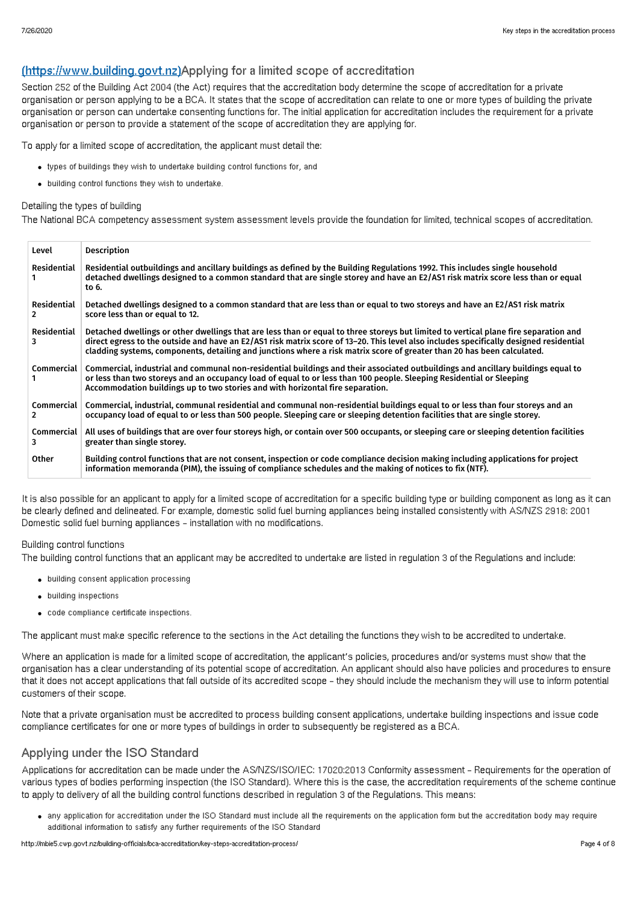## [(https://www.building.govt.nz)](https://www.building.govt.nz)Applying for a limited scope of accreditation

Section 252 of the Building Act 2004 (the Act) requires that the accreditation body determine the scope of accreditation for a private organisation or person applying to be a BCA. It states that the scope of accreditation can relate to one or more types of building the private organisation or person can undertake consenting functions for. The initial application for accreditation includes the requirement for a private organisation or person to provide a statement of the scope of accreditation they are applying for.

To apply for a limited scope of accreditation, the applicant must detail the:

- types of buildings they wish to undertake building control functions for, and
- building control functions they wish to undertake.

### Detailing the types of building

The National BCA competency assessment system assessment levels provide the foundation for limited, technical scopes of accreditation.

| Level | Description |
|---|---|
| Residential 1 | Residential outbuildings and ancillary buildings as defined by the Building Regulations 1992. This includes single household detached dwellings designed to a common standard that are single storey and have an E2/AS1 risk matrix score less than or equal to 6. |
| Residential 2 | Detached dwellings designed to a common standard that are less than or equal to two storeys and have an E2/AS1 risk matrix score less than or equal to 12. |
| Residential 3 | Detached dwellings or other dwellings that are less than or equal to three storeys but limited to vertical plane fire separation and direct egress to the outside and have an E2/AS1 risk matrix score of 13–20. This level also includes specifically designed residential cladding systems, components, detailing and junctions where a risk matrix score of greater than 20 has been calculated. |
| Commercial 1 | Commercial, industrial and communal non-residential buildings and their associated outbuildings and ancillary buildings equal to or less than two storeys and an occupancy load of equal to or less than 100 people. Sleeping Residential or Sleeping Accommodation buildings up to two stories and with horizontal fire separation. |
| Commercial 2 | Commercial, industrial, communal residential and communal non-residential buildings equal to or less than four storeys and an occupancy load of equal to or less than 500 people. Sleeping care or sleeping detention facilities that are single storey. |
| Commercial 3 | All uses of buildings that are over four storeys high, or contain over 500 occupants, or sleeping care or sleeping detention facilities greater than single storey. |
| Other | Building control functions that are not consent, inspection or code compliance decision making including applications for project information memoranda (PIM), the issuing of compliance schedules and the making of notices to fix (NTF). |

It is also possible for an applicant to apply for a limited scope of accreditation for a specific building type or building component as long as it can be clearly defined and delineated. For example, domestic solid fuel burning appliances being installed consistently with AS/NZS 2918: 2001 Domestic solid fuel burning appliances – installation with no modifications.

### Building control functions

The building control functions that an applicant may be accredited to undertake are listed in regulation 3 of the Regulations and include:

- building consent application processing
- building inspections
- code compliance certificate inspections.

The applicant must make specific reference to the sections in the Act detailing the functions they wish to be accredited to undertake.

Where an application is made for a limited scope of accreditation, the applicant's policies, procedures and/or systems must show that the organisation has a clear understanding of its potential scope of accreditation. An applicant should also have policies and procedures to ensure that it does not accept applications that fall outside of its accredited scope – they should include the mechanism they will use to inform potential customers of their scope.

Note that a private organisation must be accredited to process building consent applications, undertake building inspections and issue code compliance certificates for one or more types of buildings in order to subsequently be registered as a BCA.

## Applying under the ISO Standard

Applications for accreditation can be made under the AS/NZS/ISO/IEC: 17020:2013 Conformity assessment – Requirements for the operation of various types of bodies performing inspection (the ISO Standard). Where this is the case, the accreditation requirements of the scheme continue to apply to delivery of all the building control functions described in regulation 3 of the Regulations. This means:

- any application for accreditation under the ISO Standard must include all the requirements on the application form but the accreditation body may require additional information to satisfy any further requirements of the ISO Standard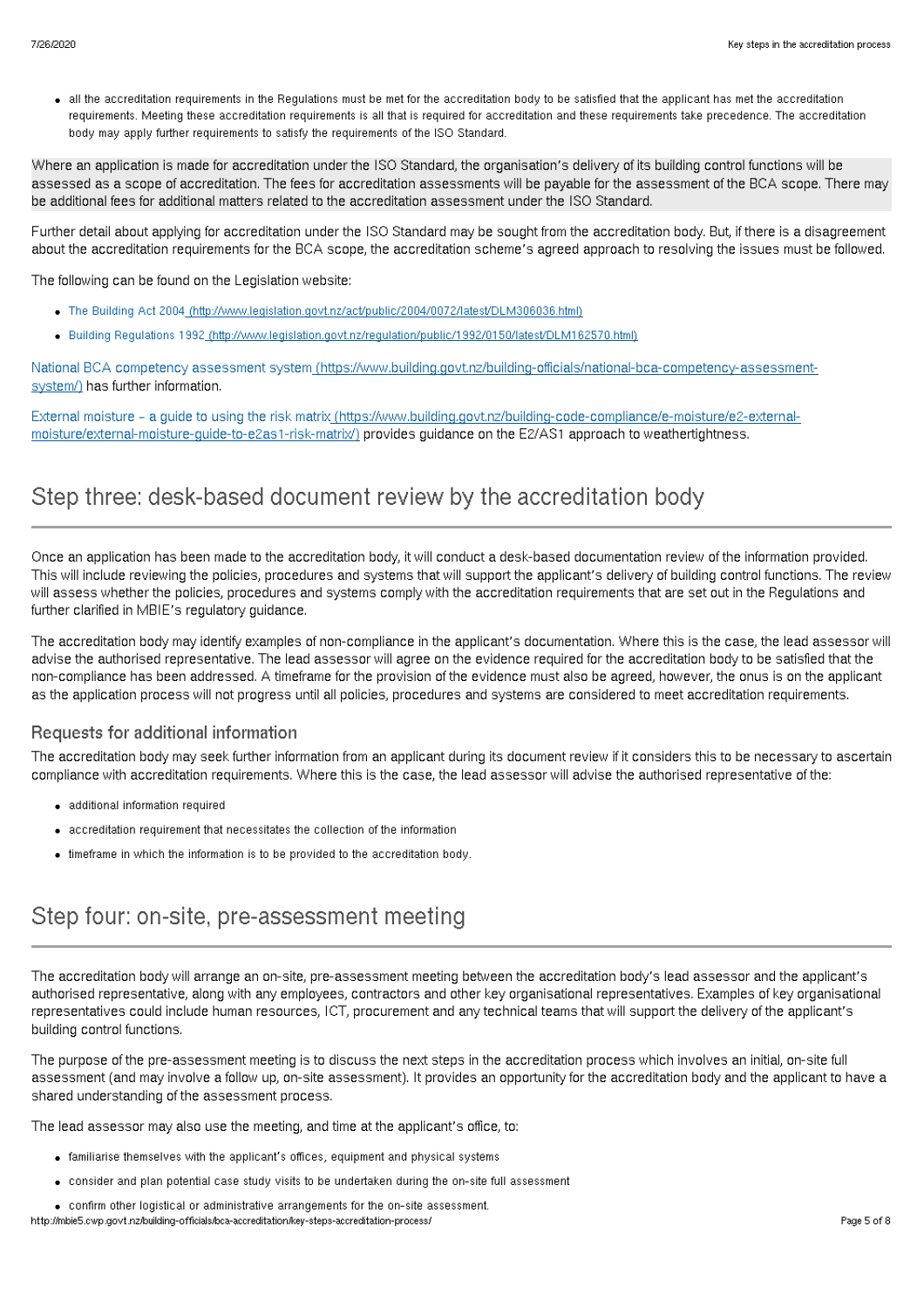- all the accreditation requirements in the Regulations must be met for the accreditation body to be satisfied that the applicant has met the accreditation requirements. Meeting these accreditation requirements is all that is required for accreditation and these requirements take precedence. The accreditation body may apply further requirements to satisfy the requirements of the ISO Standard.

Where an application is made for accreditation under the ISO Standard, the organisation's delivery of its building control functions will be assessed as a scope of accreditation. The fees for accreditation assessments will be payable for the assessment of the BCA scope. There may be additional fees for additional matters related to the accreditation assessment under the ISO Standard.

Further detail about applying for accreditation under the ISO Standard may be sought from the accreditation body. But, if there is a disagreement about the accreditation requirements for the BCA scope, the accreditation scheme's agreed approach to resolving the issues must be followed.

The following can be found on the Legislation website:

- The Building Act 2004 (http://www.legislation.govt.nz/act/public/2004/0072/latest/DLM306036.html)
- Building Regulations 1992 (http://www.legislation.govt.nz/regulation/public/1992/0150/latest/DLM162570.html)

National BCA competency assessment system (https://www.building.govt.nz/building-officials/national-bca-competency-assessment-system/) has further information.

External moisture – a guide to using the risk matrix (https://www.building.govt.nz/building-code-compliance/e-moisture/e2-external-moisture/external-moisture-guide-to-e2as1-risk-matrix/) provides guidance on the E2/AS1 approach to weathertightness.

## Step three: desk-based document review by the accreditation body

Once an application has been made to the accreditation body, it will conduct a desk-based documentation review of the information provided. This will include reviewing the policies, procedures and systems that will support the applicant's delivery of building control functions. The review will assess whether the policies, procedures and systems comply with the accreditation requirements that are set out in the Regulations and further clarified in MBIE's regulatory guidance.

The accreditation body may identify examples of non-compliance in the applicant's documentation. Where this is the case, the lead assessor will advise the authorised representative. The lead assessor will agree on the evidence required for the accreditation body to be satisfied that the non-compliance has been addressed. A timeframe for the provision of the evidence must also be agreed, however, the onus is on the applicant as the application process will not progress until all policies, procedures and systems are considered to meet accreditation requirements.

### Requests for additional information

The accreditation body may seek further information from an applicant during its document review if it considers this to be necessary to ascertain compliance with accreditation requirements. Where this is the case, the lead assessor will advise the authorised representative of the:

- additional information required
- accreditation requirement that necessitates the collection of the information
- timeframe in which the information is to be provided to the accreditation body.

## Step four: on-site, pre-assessment meeting

The accreditation body will arrange an on-site, pre-assessment meeting between the accreditation body's lead assessor and the applicant's authorised representative, along with any employees, contractors and other key organisational representatives. Examples of key organisational representatives could include human resources, ICT, procurement and any technical teams that will support the delivery of the applicant's building control functions.

The purpose of the pre-assessment meeting is to discuss the next steps in the accreditation process which involves an initial, on-site full assessment (and may involve a follow up, on-site assessment). It provides an opportunity for the accreditation body and the applicant to have a shared understanding of the assessment process.

The lead assessor may also use the meeting, and time at the applicant's office, to:

- familiarise themselves with the applicant's offices, equipment and physical systems
- consider and plan potential case study visits to be undertaken during the on-site full assessment
- confirm other logistical or administrative arrangements for the on-site assessment.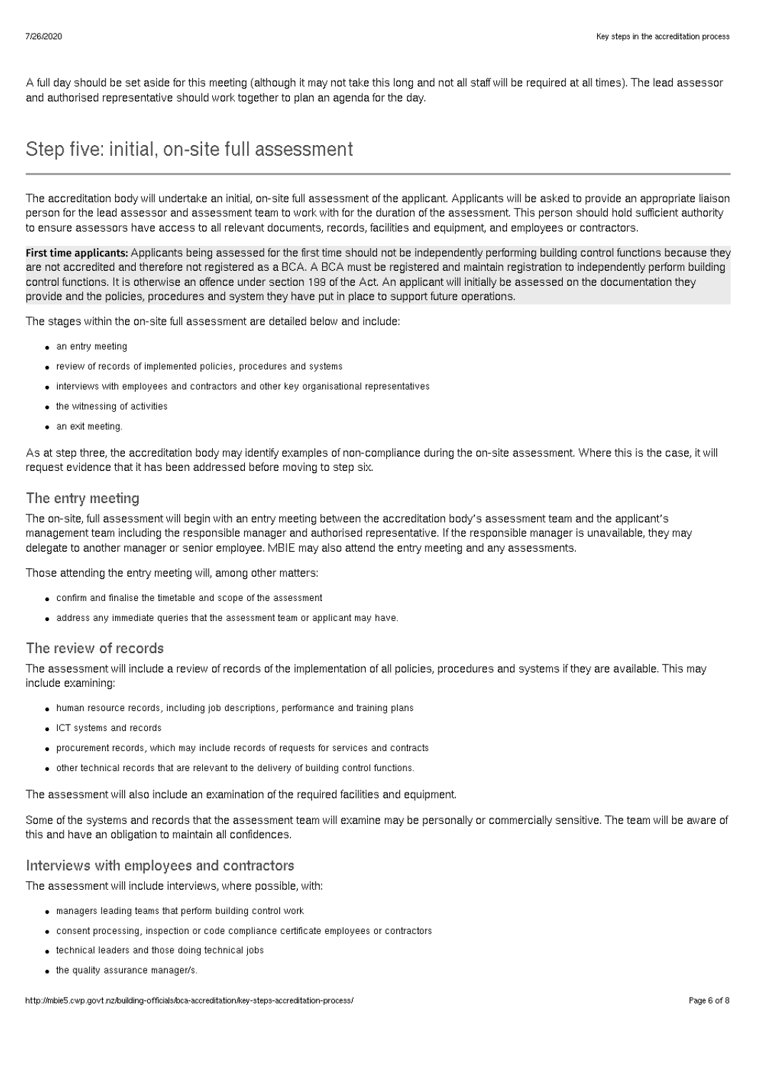A full day should be set aside for this meeting (although it may not take this long and not all staff will be required at all times). The lead assessor and authorised representative should work together to plan an agenda for the day.

## Step five: initial, on-site full assessment

The accreditation body will undertake an initial, on-site full assessment of the applicant. Applicants will be asked to provide an appropriate liaison person for the lead assessor and assessment team to work with for the duration of the assessment. This person should hold sufficient authority to ensure assessors have access to all relevant documents, records, facilities and equipment, and employees or contractors.

**First time applicants:** Applicants being assessed for the first time should not be independently performing building control functions because they are not accredited and therefore not registered as a BCA. A BCA must be registered and maintain registration to independently perform building control functions. It is otherwise an offence under section 199 of the Act. An applicant will initially be assessed on the documentation they provide and the policies, procedures and system they have put in place to support future operations.

The stages within the on-site full assessment are detailed below and include:

- an entry meeting
- review of records of implemented policies, procedures and systems
- interviews with employees and contractors and other key organisational representatives
- the witnessing of activities
- an exit meeting.

As at step three, the accreditation body may identify examples of non-compliance during the on-site assessment. Where this is the case, it will request evidence that it has been addressed before moving to step six.

### The entry meeting

The on-site, full assessment will begin with an entry meeting between the accreditation body's assessment team and the applicant's management team including the responsible manager and authorised representative. If the responsible manager is unavailable, they may delegate to another manager or senior employee. MBIE may also attend the entry meeting and any assessments.

Those attending the entry meeting will, among other matters:

- confirm and finalise the timetable and scope of the assessment
- address any immediate queries that the assessment team or applicant may have.

### The review of records

The assessment will include a review of records of the implementation of all policies, procedures and systems if they are available. This may include examining:

- human resource records, including job descriptions, performance and training plans
- ICT systems and records
- procurement records, which may include records of requests for services and contracts
- other technical records that are relevant to the delivery of building control functions.

The assessment will also include an examination of the required facilities and equipment.

Some of the systems and records that the assessment team will examine may be personally or commercially sensitive. The team will be aware of this and have an obligation to maintain all confidences.

### Interviews with employees and contractors

The assessment will include interviews, where possible, with:

- managers leading teams that perform building control work
- consent processing, inspection or code compliance certificate employees or contractors
- technical leaders and those doing technical jobs
- the quality assurance manager/s.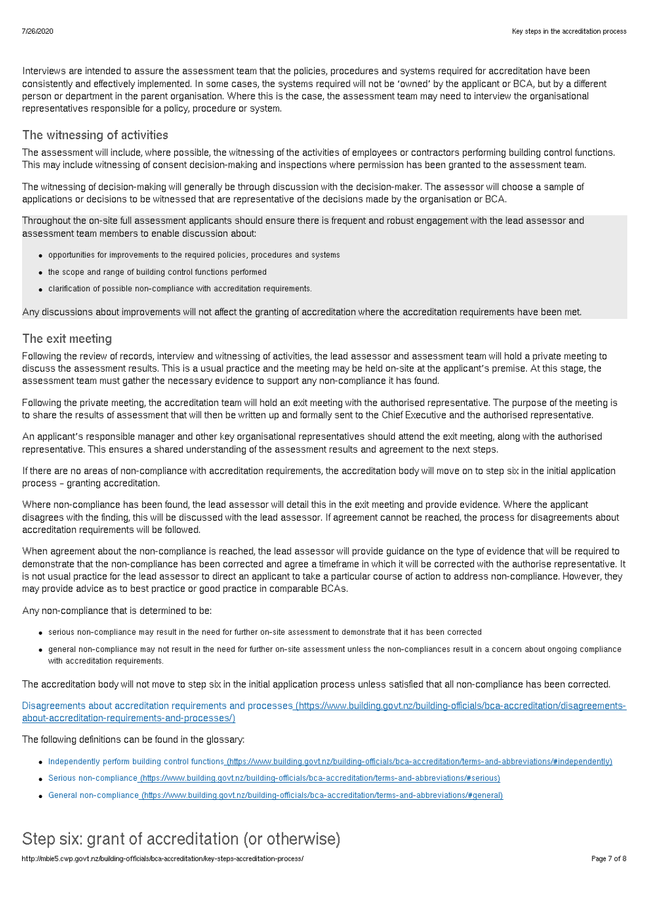Interviews are intended to assure the assessment team that the policies, procedures and systems required for accreditation have been consistently and effectively implemented. In some cases, the systems required will not be 'owned' by the applicant or BCA, but by a different person or department in the parent organisation. Where this is the case, the assessment team may need to interview the organisational representatives responsible for a policy, procedure or system.

## The witnessing of activities

The assessment will include, where possible, the witnessing of the activities of employees or contractors performing building control functions. This may include witnessing of consent decision-making and inspections where permission has been granted to the assessment team.

The witnessing of decision-making will generally be through discussion with the decision-maker. The assessor will choose a sample of applications or decisions to be witnessed that are representative of the decisions made by the organisation or BCA.

Throughout the on-site full assessment applicants should ensure there is frequent and robust engagement with the lead assessor and assessment team members to enable discussion about:

- opportunities for improvements to the required policies, procedures and systems
- the scope and range of building control functions performed
- clarification of possible non-compliance with accreditation requirements.

Any discussions about improvements will not affect the granting of accreditation where the accreditation requirements have been met.

## The exit meeting

Following the review of records, interview and witnessing of activities, the lead assessor and assessment team will hold a private meeting to discuss the assessment results. This is a usual practice and the meeting may be held on-site at the applicant's premise. At this stage, the assessment team must gather the necessary evidence to support any non-compliance it has found.

Following the private meeting, the accreditation team will hold an exit meeting with the authorised representative. The purpose of the meeting is to share the results of assessment that will then be written up and formally sent to the Chief Executive and the authorised representative.

An applicant's responsible manager and other key organisational representatives should attend the exit meeting, along with the authorised representative. This ensures a shared understanding of the assessment results and agreement to the next steps.

If there are no areas of non-compliance with accreditation requirements, the accreditation body will move on to step six in the initial application process – granting accreditation.

Where non-compliance has been found, the lead assessor will detail this in the exit meeting and provide evidence. Where the applicant disagrees with the finding, this will be discussed with the lead assessor. If agreement cannot be reached, the process for disagreements about accreditation requirements will be followed.

When agreement about the non-compliance is reached, the lead assessor will provide guidance on the type of evidence that will be required to demonstrate that the non-compliance has been corrected and agree a timeframe in which it will be corrected with the authorise representative. It is not usual practice for the lead assessor to direct an applicant to take a particular course of action to address non-compliance. However, they may provide advice as to best practice or good practice in comparable BCAs.

Any non-compliance that is determined to be:

- serious non-compliance may result in the need for further on-site assessment to demonstrate that it has been corrected
- general non-compliance may not result in the need for further on-site assessment unless the non-compliances result in a concern about ongoing compliance with accreditation requirements.

The accreditation body will not move to step six in the initial application process unless satisfied that all non-compliance has been corrected.

Disagreements about accreditation requirements and processes (https://www.building.govt.nz/building-officials/bca-accreditation/disagreements-about-accreditation-requirements-and-processes/)

The following definitions can be found in the glossary:

- Independently perform building control functions (https://www.building.govt.nz/building-officials/bca-accreditation/terms-and-abbreviations/#independently)
- Serious non-compliance (https://www.building.govt.nz/building-officials/bca-accreditation/terms-and-abbreviations/#serious)
- General non-compliance (https://www.building.govt.nz/building-officials/bca-accreditation/terms-and-abbreviations/#general)

# Step six: grant of accreditation (or otherwise)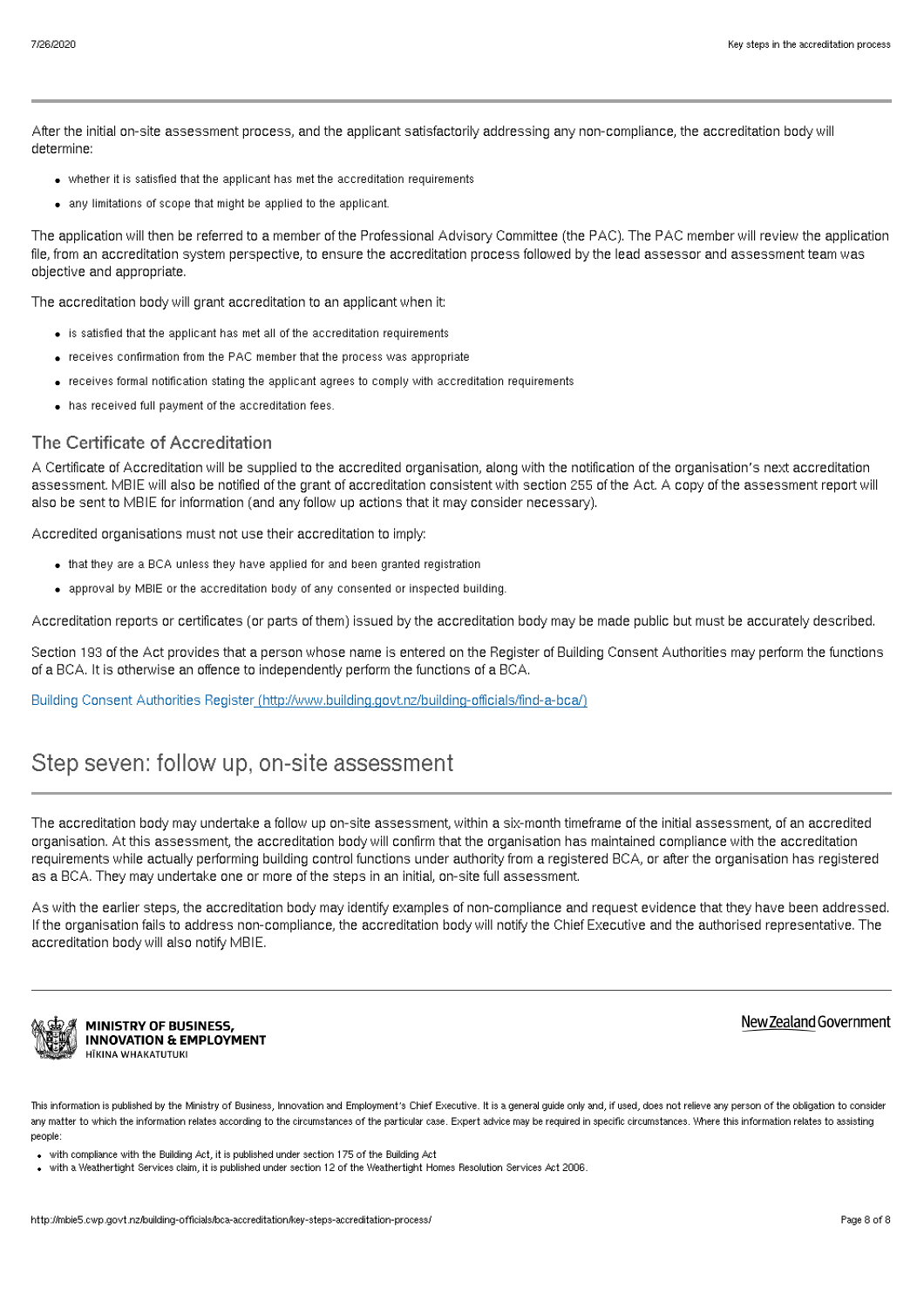After the initial on-site assessment process, and the applicant satisfactorily addressing any non-compliance, the accreditation body will determine:

- whether it is satisfied that the applicant has met the accreditation requirements
- any limitations of scope that might be applied to the applicant.

The application will then be referred to a member of the Professional Advisory Committee (the PAC). The PAC member will review the application file, from an accreditation system perspective, to ensure the accreditation process followed by the lead assessor and assessment team was objective and appropriate.

The accreditation body will grant accreditation to an applicant when it:

- is satisfied that the applicant has met all of the accreditation requirements
- receives confirmation from the PAC member that the process was appropriate
- receives formal notification stating the applicant agrees to comply with accreditation requirements
- has received full payment of the accreditation fees.

### The Certificate of Accreditation

A Certificate of Accreditation will be supplied to the accredited organisation, along with the notification of the organisation's next accreditation assessment. MBIE will also be notified of the grant of accreditation consistent with section 255 of the Act. A copy of the assessment report will also be sent to MBIE for information (and any follow up actions that it may consider necessary).

Accredited organisations must not use their accreditation to imply:

- that they are a BCA unless they have applied for and been granted registration
- approval by MBIE or the accreditation body of any consented or inspected building.

Accreditation reports or certificates (or parts of them) issued by the accreditation body may be made public but must be accurately described.

Section 193 of the Act provides that a person whose name is entered on the Register of Building Consent Authorities may perform the functions of a BCA. It is otherwise an offence to independently perform the functions of a BCA.

Building Consent Authorities Register (http://www.building.govt.nz/building-officials/find-a-bca/)

## Step seven: follow up, on-site assessment

The accreditation body may undertake a follow up on-site assessment, within a six-month timeframe of the initial assessment, of an accredited organisation. At this assessment, the accreditation body will confirm that the organisation has maintained compliance with the accreditation requirements while actually performing building control functions under authority from a registered BCA, or after the organisation has registered as a BCA. They may undertake one or more of the steps in an initial, on-site full assessment.

As with the earlier steps, the accreditation body may identify examples of non-compliance and request evidence that they have been addressed. If the organisation fails to address non-compliance, the accreditation body will notify the Chief Executive and the authorised representative. The accreditation body will also notify MBIE.

**MINISTRY OF BUSINESS, INNOVATION & EMPLOYMENT**
HĪKINA WHAKATUTUKI

New Zealand Government

This information is published by the Ministry of Business, Innovation and Employment's Chief Executive. It is a general guide only and, if used, does not relieve any person of the obligation to consider any matter to which the information relates according to the circumstances of the particular case. Expert advice may be required in specific circumstances. Where this information relates to assisting people:

- with compliance with the Building Act, it is published under section 175 of the Building Act
- with a Weathertight Services claim, it is published under section 12 of the Weathertight Homes Resolution Services Act 2006.